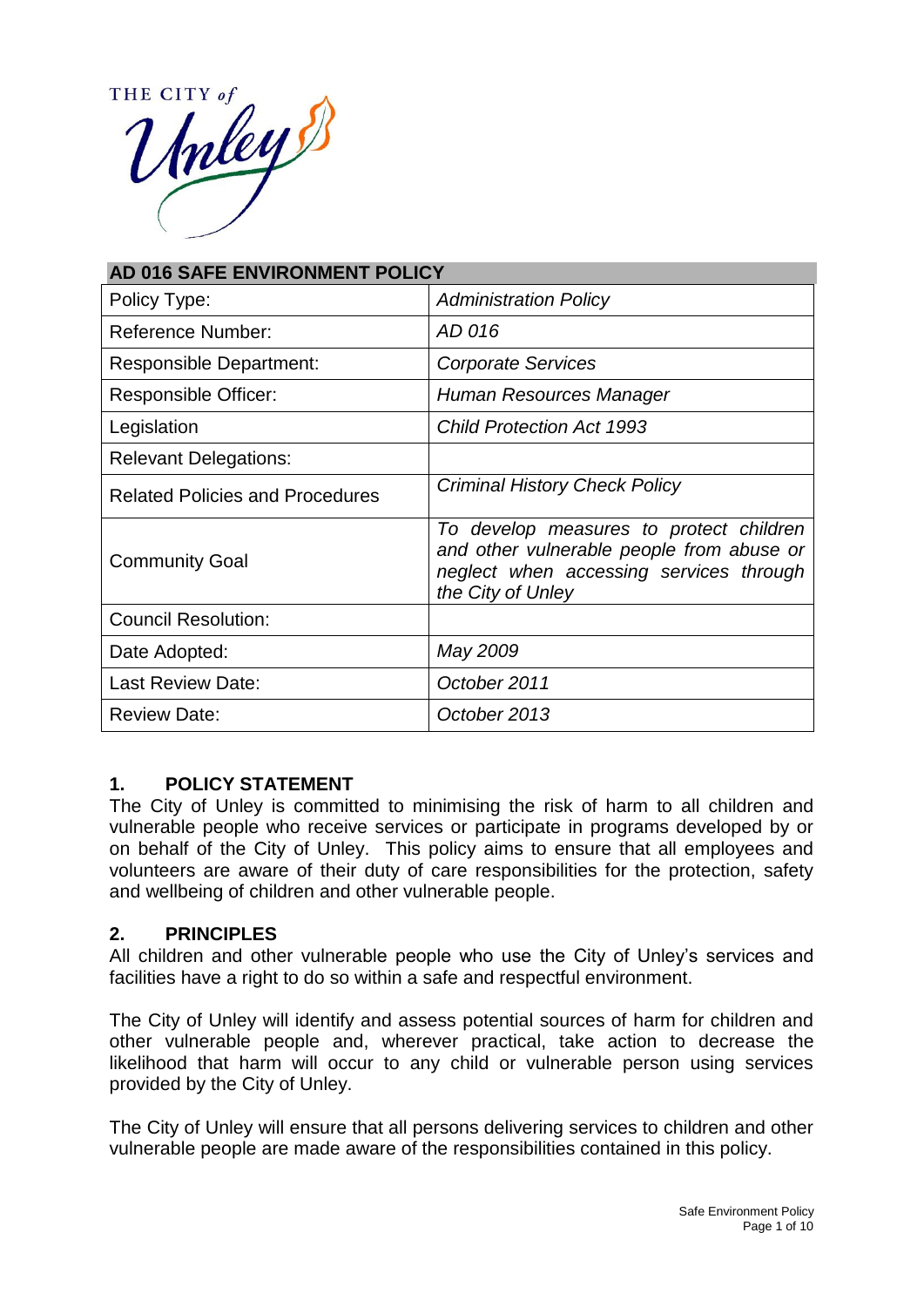THE CITY of Unley

| AD 016 SAFE ENVIRONMENT POLICY | |
|---|---|
| Policy Type: | *Administration Policy* |
| Reference Number: | *AD 016* |
| Responsible Department: | *Corporate Services* |
| Responsible Officer: | *Human Resources Manager* |
| Legislation | *Child Protection Act 1993* |
| Relevant Delegations: | |
| Related Policies and Procedures | *Criminal History Check Policy* |
| Community Goal | *To develop measures to protect children and other vulnerable people from abuse or neglect when accessing services through the City of Unley* |
| Council Resolution: | |
| Date Adopted: | *May 2009* |
| Last Review Date: | *October 2011* |
| Review Date: | *October 2013* |

## 1. POLICY STATEMENT

The City of Unley is committed to minimising the risk of harm to all children and vulnerable people who receive services or participate in programs developed by or on behalf of the City of Unley. This policy aims to ensure that all employees and volunteers are aware of their duty of care responsibilities for the protection, safety and wellbeing of children and other vulnerable people.

## 2. PRINCIPLES

All children and other vulnerable people who use the City of Unley's services and facilities have a right to do so within a safe and respectful environment.

The City of Unley will identify and assess potential sources of harm for children and other vulnerable people and, wherever practical, take action to decrease the likelihood that harm will occur to any child or vulnerable person using services provided by the City of Unley.

The City of Unley will ensure that all persons delivering services to children and other vulnerable people are made aware of the responsibilities contained in this policy.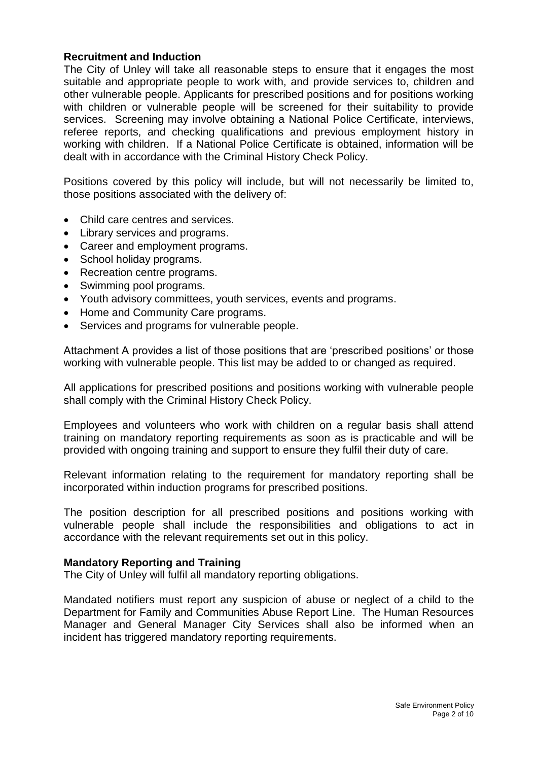## Recruitment and Induction

The City of Unley will take all reasonable steps to ensure that it engages the most suitable and appropriate people to work with, and provide services to, children and other vulnerable people. Applicants for prescribed positions and for positions working with children or vulnerable people will be screened for their suitability to provide services. Screening may involve obtaining a National Police Certificate, interviews, referee reports, and checking qualifications and previous employment history in working with children. If a National Police Certificate is obtained, information will be dealt with in accordance with the Criminal History Check Policy.

Positions covered by this policy will include, but will not necessarily be limited to, those positions associated with the delivery of:

- Child care centres and services.
- Library services and programs.
- Career and employment programs.
- School holiday programs.
- Recreation centre programs.
- Swimming pool programs.
- Youth advisory committees, youth services, events and programs.
- Home and Community Care programs.
- Services and programs for vulnerable people.

Attachment A provides a list of those positions that are 'prescribed positions' or those working with vulnerable people. This list may be added to or changed as required.

All applications for prescribed positions and positions working with vulnerable people shall comply with the Criminal History Check Policy.

Employees and volunteers who work with children on a regular basis shall attend training on mandatory reporting requirements as soon as is practicable and will be provided with ongoing training and support to ensure they fulfil their duty of care.

Relevant information relating to the requirement for mandatory reporting shall be incorporated within induction programs for prescribed positions.

The position description for all prescribed positions and positions working with vulnerable people shall include the responsibilities and obligations to act in accordance with the relevant requirements set out in this policy.

## Mandatory Reporting and Training

The City of Unley will fulfil all mandatory reporting obligations.

Mandated notifiers must report any suspicion of abuse or neglect of a child to the Department for Family and Communities Abuse Report Line. The Human Resources Manager and General Manager City Services shall also be informed when an incident has triggered mandatory reporting requirements.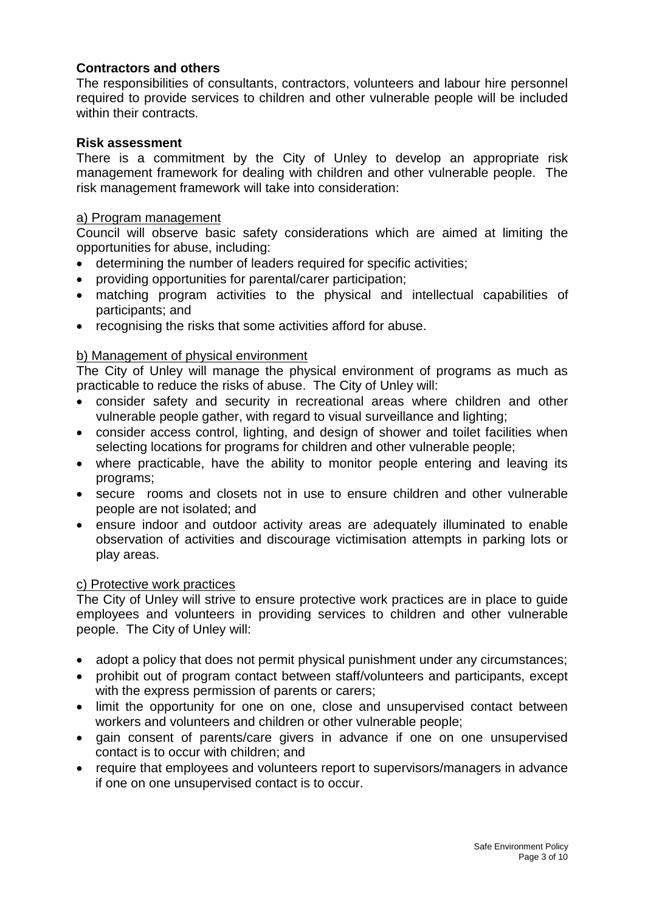**Contractors and others**

The responsibilities of consultants, contractors, volunteers and labour hire personnel required to provide services to children and other vulnerable people will be included within their contracts.

**Risk assessment**

There is a commitment by the City of Unley to develop an appropriate risk management framework for dealing with children and other vulnerable people. The risk management framework will take into consideration:

a) Program management

Council will observe basic safety considerations which are aimed at limiting the opportunities for abuse, including:

- determining the number of leaders required for specific activities;
- providing opportunities for parental/carer participation;
- matching program activities to the physical and intellectual capabilities of participants; and
- recognising the risks that some activities afford for abuse.

b) Management of physical environment

The City of Unley will manage the physical environment of programs as much as practicable to reduce the risks of abuse. The City of Unley will:

- consider safety and security in recreational areas where children and other vulnerable people gather, with regard to visual surveillance and lighting;
- consider access control, lighting, and design of shower and toilet facilities when selecting locations for programs for children and other vulnerable people;
- where practicable, have the ability to monitor people entering and leaving its programs;
- secure rooms and closets not in use to ensure children and other vulnerable people are not isolated; and
- ensure indoor and outdoor activity areas are adequately illuminated to enable observation of activities and discourage victimisation attempts in parking lots or play areas.

c) Protective work practices

The City of Unley will strive to ensure protective work practices are in place to guide employees and volunteers in providing services to children and other vulnerable people. The City of Unley will:

- adopt a policy that does not permit physical punishment under any circumstances;
- prohibit out of program contact between staff/volunteers and participants, except with the express permission of parents or carers;
- limit the opportunity for one on one, close and unsupervised contact between workers and volunteers and children or other vulnerable people;
- gain consent of parents/care givers in advance if one on one unsupervised contact is to occur with children; and
- require that employees and volunteers report to supervisors/managers in advance if one on one unsupervised contact is to occur.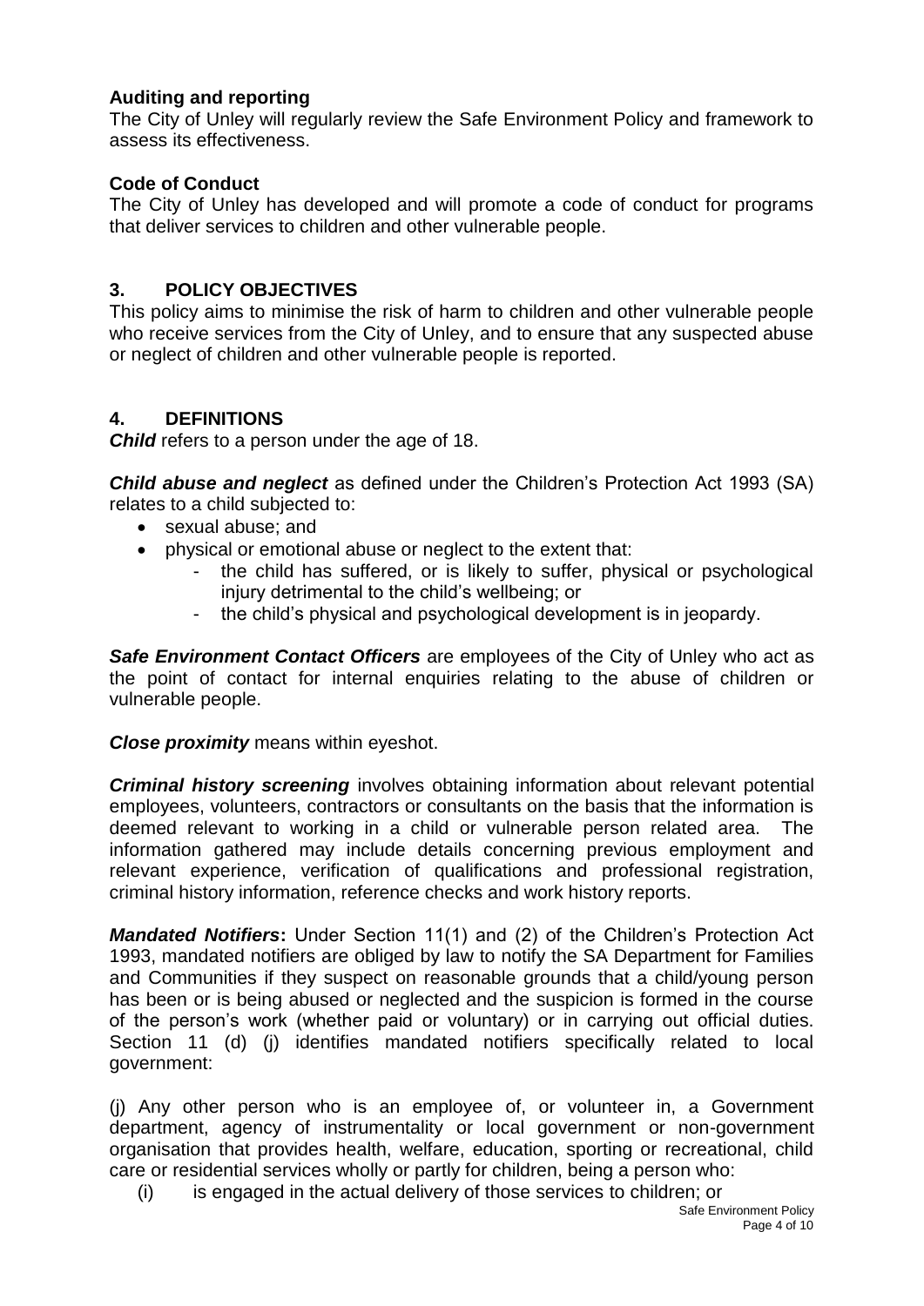**Auditing and reporting**

The City of Unley will regularly review the Safe Environment Policy and framework to assess its effectiveness.

**Code of Conduct**

The City of Unley has developed and will promote a code of conduct for programs that deliver services to children and other vulnerable people.

## 3. POLICY OBJECTIVES

This policy aims to minimise the risk of harm to children and other vulnerable people who receive services from the City of Unley, and to ensure that any suspected abuse or neglect of children and other vulnerable people is reported.

## 4. DEFINITIONS

***Child*** refers to a person under the age of 18.

***Child abuse and neglect*** as defined under the Children's Protection Act 1993 (SA) relates to a child subjected to:

- sexual abuse; and
- physical or emotional abuse or neglect to the extent that:
  - the child has suffered, or is likely to suffer, physical or psychological injury detrimental to the child's wellbeing; or
  - the child's physical and psychological development is in jeopardy.

***Safe Environment Contact Officers*** are employees of the City of Unley who act as the point of contact for internal enquiries relating to the abuse of children or vulnerable people.

***Close proximity*** means within eyeshot.

***Criminal history screening*** involves obtaining information about relevant potential employees, volunteers, contractors or consultants on the basis that the information is deemed relevant to working in a child or vulnerable person related area. The information gathered may include details concerning previous employment and relevant experience, verification of qualifications and professional registration, criminal history information, reference checks and work history reports.

***Mandated Notifiers*****:** Under Section 11(1) and (2) of the Children's Protection Act 1993, mandated notifiers are obliged by law to notify the SA Department for Families and Communities if they suspect on reasonable grounds that a child/young person has been or is being abused or neglected and the suspicion is formed in the course of the person's work (whether paid or voluntary) or in carrying out official duties. Section 11 (d) (j) identifies mandated notifiers specifically related to local government:

(j) Any other person who is an employee of, or volunteer in, a Government department, agency of instrumentality or local government or non-government organisation that provides health, welfare, education, sporting or recreational, child care or residential services wholly or partly for children, being a person who:

(i) is engaged in the actual delivery of those services to children; or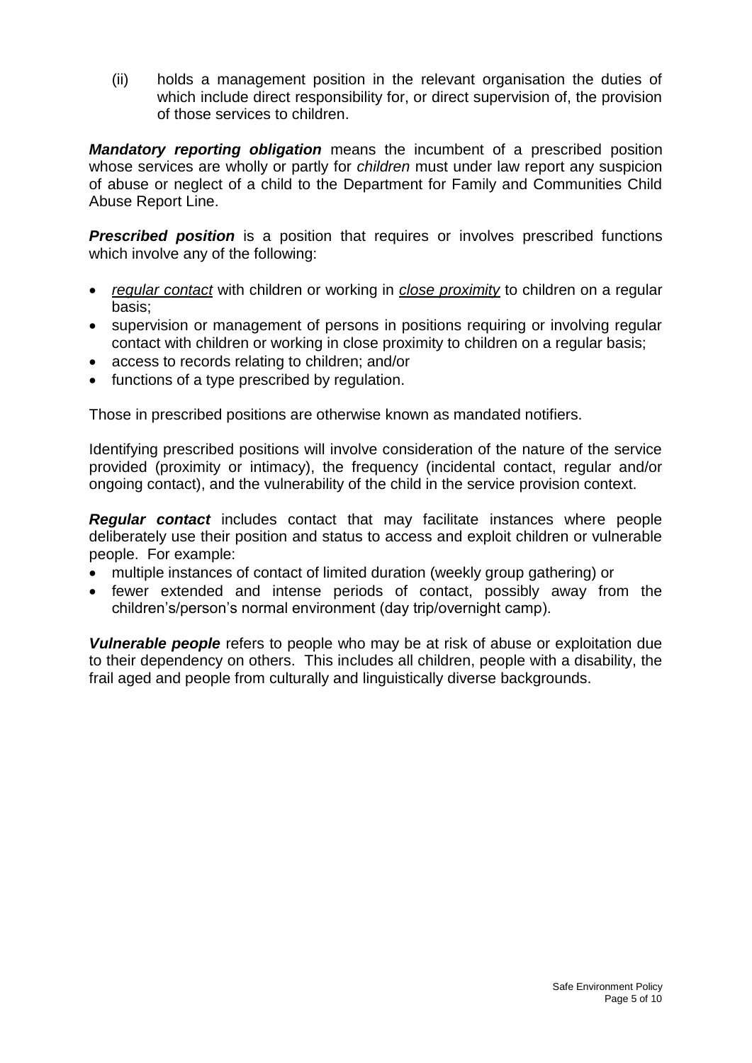(ii) holds a management position in the relevant organisation the duties of which include direct responsibility for, or direct supervision of, the provision of those services to children.

***Mandatory reporting obligation*** means the incumbent of a prescribed position whose services are wholly or partly for *children* must under law report any suspicion of abuse or neglect of a child to the Department for Family and Communities Child Abuse Report Line.

***Prescribed position*** is a position that requires or involves prescribed functions which involve any of the following:

- *regular contact* with children or working in *close proximity* to children on a regular basis;
- supervision or management of persons in positions requiring or involving regular contact with children or working in close proximity to children on a regular basis;
- access to records relating to children; and/or
- functions of a type prescribed by regulation.

Those in prescribed positions are otherwise known as mandated notifiers.

Identifying prescribed positions will involve consideration of the nature of the service provided (proximity or intimacy), the frequency (incidental contact, regular and/or ongoing contact), and the vulnerability of the child in the service provision context.

***Regular contact*** includes contact that may facilitate instances where people deliberately use their position and status to access and exploit children or vulnerable people. For example:

- multiple instances of contact of limited duration (weekly group gathering) or
- fewer extended and intense periods of contact, possibly away from the children's/person's normal environment (day trip/overnight camp).

***Vulnerable people*** refers to people who may be at risk of abuse or exploitation due to their dependency on others. This includes all children, people with a disability, the frail aged and people from culturally and linguistically diverse backgrounds.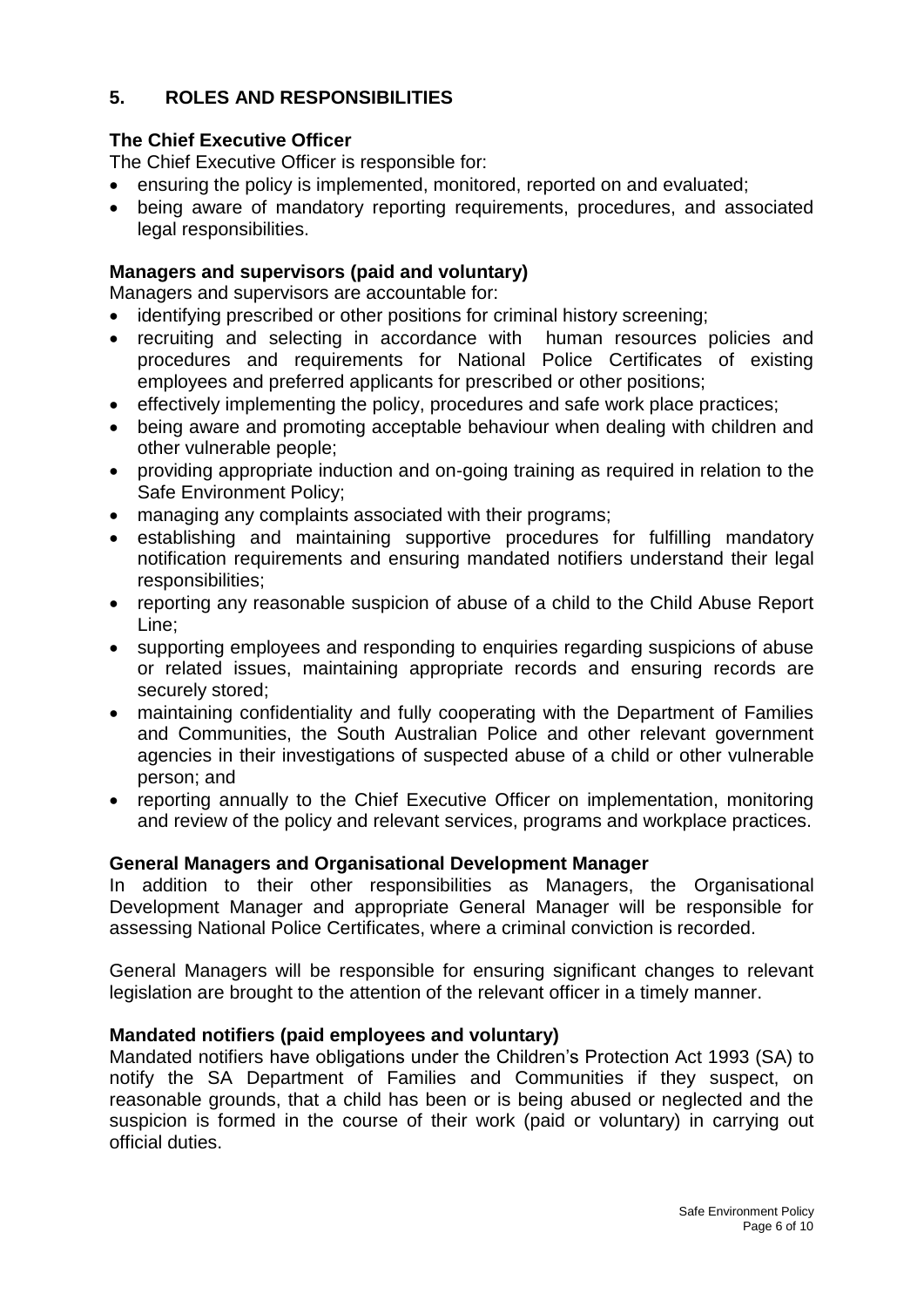## 5. ROLES AND RESPONSIBILITIES

### The Chief Executive Officer

The Chief Executive Officer is responsible for:

- ensuring the policy is implemented, monitored, reported on and evaluated;
- being aware of mandatory reporting requirements, procedures, and associated legal responsibilities.

### Managers and supervisors (paid and voluntary)

Managers and supervisors are accountable for:

- identifying prescribed or other positions for criminal history screening;
- recruiting and selecting in accordance with human resources policies and procedures and requirements for National Police Certificates of existing employees and preferred applicants for prescribed or other positions;
- effectively implementing the policy, procedures and safe work place practices;
- being aware and promoting acceptable behaviour when dealing with children and other vulnerable people;
- providing appropriate induction and on-going training as required in relation to the Safe Environment Policy;
- managing any complaints associated with their programs;
- establishing and maintaining supportive procedures for fulfilling mandatory notification requirements and ensuring mandated notifiers understand their legal responsibilities;
- reporting any reasonable suspicion of abuse of a child to the Child Abuse Report Line;
- supporting employees and responding to enquiries regarding suspicions of abuse or related issues, maintaining appropriate records and ensuring records are securely stored;
- maintaining confidentiality and fully cooperating with the Department of Families and Communities, the South Australian Police and other relevant government agencies in their investigations of suspected abuse of a child or other vulnerable person; and
- reporting annually to the Chief Executive Officer on implementation, monitoring and review of the policy and relevant services, programs and workplace practices.

### General Managers and Organisational Development Manager

In addition to their other responsibilities as Managers, the Organisational Development Manager and appropriate General Manager will be responsible for assessing National Police Certificates, where a criminal conviction is recorded.

General Managers will be responsible for ensuring significant changes to relevant legislation are brought to the attention of the relevant officer in a timely manner.

### Mandated notifiers (paid employees and voluntary)

Mandated notifiers have obligations under the Children's Protection Act 1993 (SA) to notify the SA Department of Families and Communities if they suspect, on reasonable grounds, that a child has been or is being abused or neglected and the suspicion is formed in the course of their work (paid or voluntary) in carrying out official duties.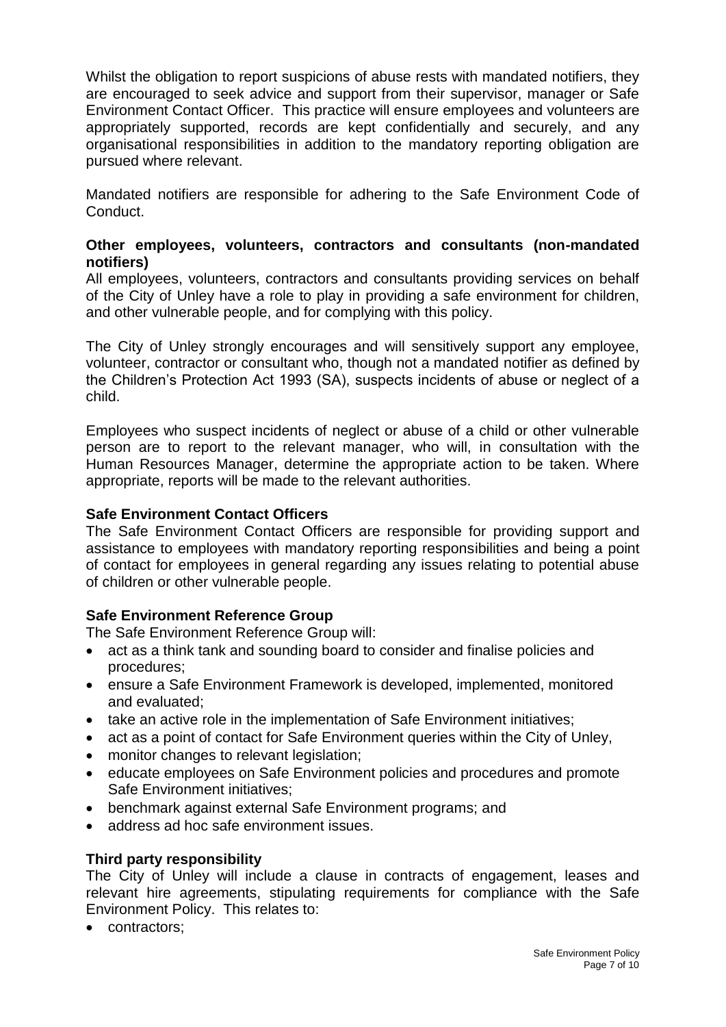Whilst the obligation to report suspicions of abuse rests with mandated notifiers, they are encouraged to seek advice and support from their supervisor, manager or Safe Environment Contact Officer. This practice will ensure employees and volunteers are appropriately supported, records are kept confidentially and securely, and any organisational responsibilities in addition to the mandatory reporting obligation are pursued where relevant.

Mandated notifiers are responsible for adhering to the Safe Environment Code of Conduct.

**Other employees, volunteers, contractors and consultants (non-mandated notifiers)**

All employees, volunteers, contractors and consultants providing services on behalf of the City of Unley have a role to play in providing a safe environment for children, and other vulnerable people, and for complying with this policy.

The City of Unley strongly encourages and will sensitively support any employee, volunteer, contractor or consultant who, though not a mandated notifier as defined by the Children's Protection Act 1993 (SA), suspects incidents of abuse or neglect of a child.

Employees who suspect incidents of neglect or abuse of a child or other vulnerable person are to report to the relevant manager, who will, in consultation with the Human Resources Manager, determine the appropriate action to be taken. Where appropriate, reports will be made to the relevant authorities.

**Safe Environment Contact Officers**

The Safe Environment Contact Officers are responsible for providing support and assistance to employees with mandatory reporting responsibilities and being a point of contact for employees in general regarding any issues relating to potential abuse of children or other vulnerable people.

**Safe Environment Reference Group**

The Safe Environment Reference Group will:

- act as a think tank and sounding board to consider and finalise policies and procedures;
- ensure a Safe Environment Framework is developed, implemented, monitored and evaluated;
- take an active role in the implementation of Safe Environment initiatives;
- act as a point of contact for Safe Environment queries within the City of Unley,
- monitor changes to relevant legislation;
- educate employees on Safe Environment policies and procedures and promote Safe Environment initiatives;
- benchmark against external Safe Environment programs; and
- address ad hoc safe environment issues.

**Third party responsibility**

The City of Unley will include a clause in contracts of engagement, leases and relevant hire agreements, stipulating requirements for compliance with the Safe Environment Policy. This relates to:

- contractors;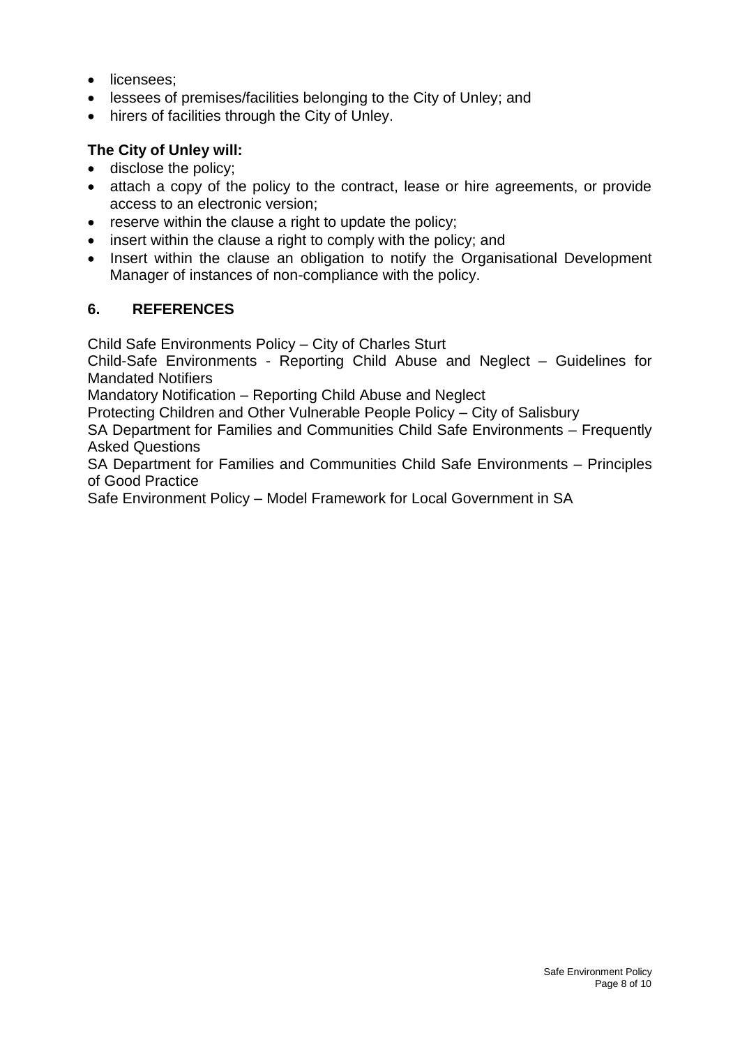- licensees;
- lessees of premises/facilities belonging to the City of Unley; and
- hirers of facilities through the City of Unley.

**The City of Unley will:**

- disclose the policy;
- attach a copy of the policy to the contract, lease or hire agreements, or provide access to an electronic version;
- reserve within the clause a right to update the policy;
- insert within the clause a right to comply with the policy; and
- Insert within the clause an obligation to notify the Organisational Development Manager of instances of non-compliance with the policy.

## 6. REFERENCES

Child Safe Environments Policy – City of Charles Sturt
Child-Safe Environments - Reporting Child Abuse and Neglect – Guidelines for Mandated Notifiers
Mandatory Notification – Reporting Child Abuse and Neglect
Protecting Children and Other Vulnerable People Policy – City of Salisbury
SA Department for Families and Communities Child Safe Environments – Frequently Asked Questions
SA Department for Families and Communities Child Safe Environments – Principles of Good Practice
Safe Environment Policy – Model Framework for Local Government in SA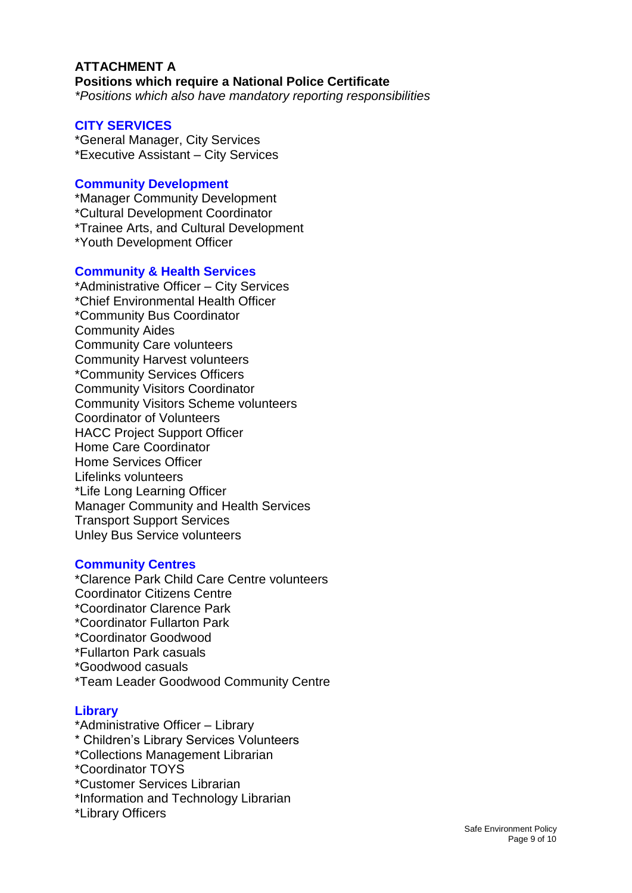**ATTACHMENT A**

**Positions which require a National Police Certificate**

*\*Positions which also have mandatory reporting responsibilities*

## CITY SERVICES

*General Manager, City Services
*Executive Assistant – City Services

### Community Development

*Manager Community Development
*Cultural Development Coordinator
*Trainee Arts, and Cultural Development
*Youth Development Officer

### Community & Health Services

*Administrative Officer – City Services
*Chief Environmental Health Officer
*Community Bus Coordinator
Community Aides
Community Care volunteers
Community Harvest volunteers
*Community Services Officers
Community Visitors Coordinator
Community Visitors Scheme volunteers
Coordinator of Volunteers
HACC Project Support Officer
Home Care Coordinator
Home Services Officer
Lifelinks volunteers
*Life Long Learning Officer
Manager Community and Health Services
Transport Support Services
Unley Bus Service volunteers

### Community Centres

*Clarence Park Child Care Centre volunteers
Coordinator Citizens Centre
*Coordinator Clarence Park
*Coordinator Fullarton Park
*Coordinator Goodwood
*Fullarton Park casuals
*Goodwood casuals
*Team Leader Goodwood Community Centre

### Library

*Administrative Officer – Library
* Children's Library Services Volunteers
*Collections Management Librarian
*Coordinator TOYS
*Customer Services Librarian
*Information and Technology Librarian
*Library Officers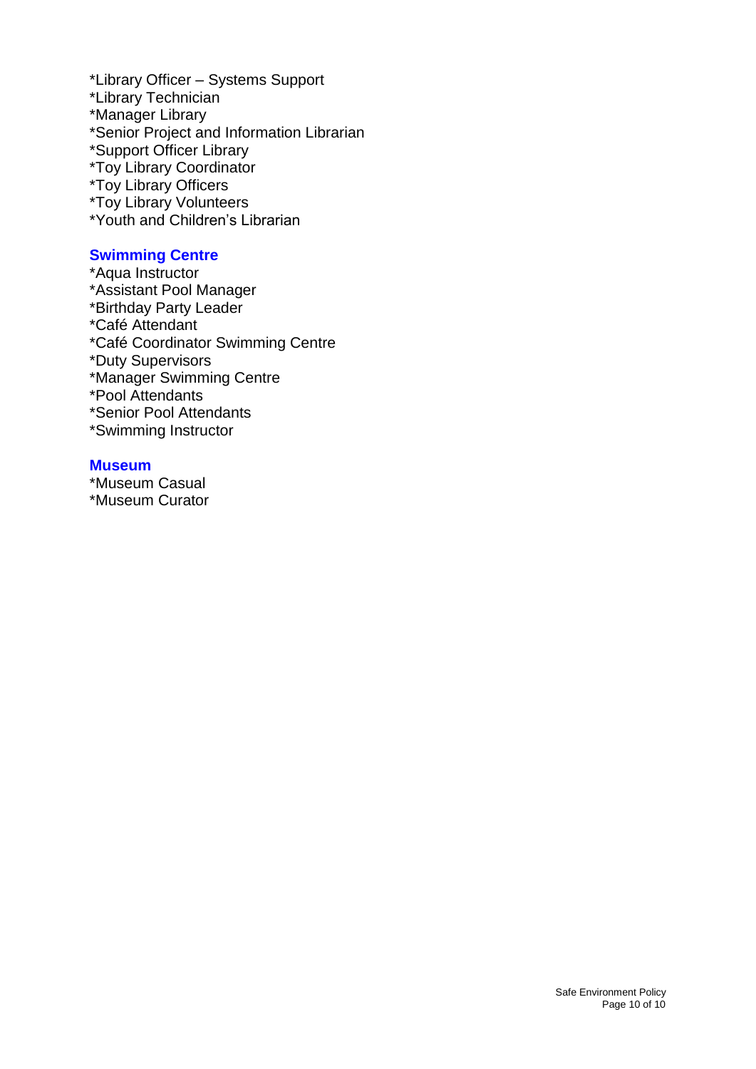*Library Officer – Systems Support
*Library Technician
*Manager Library
*Senior Project and Information Librarian
*Support Officer Library
*Toy Library Coordinator
*Toy Library Officers
*Toy Library Volunteers
*Youth and Children's Librarian

**Swimming Centre**

*Aqua Instructor
*Assistant Pool Manager
*Birthday Party Leader
*Café Attendant
*Café Coordinator Swimming Centre
*Duty Supervisors
*Manager Swimming Centre
*Pool Attendants
*Senior Pool Attendants
*Swimming Instructor

**Museum**

*Museum Casual
*Museum Curator